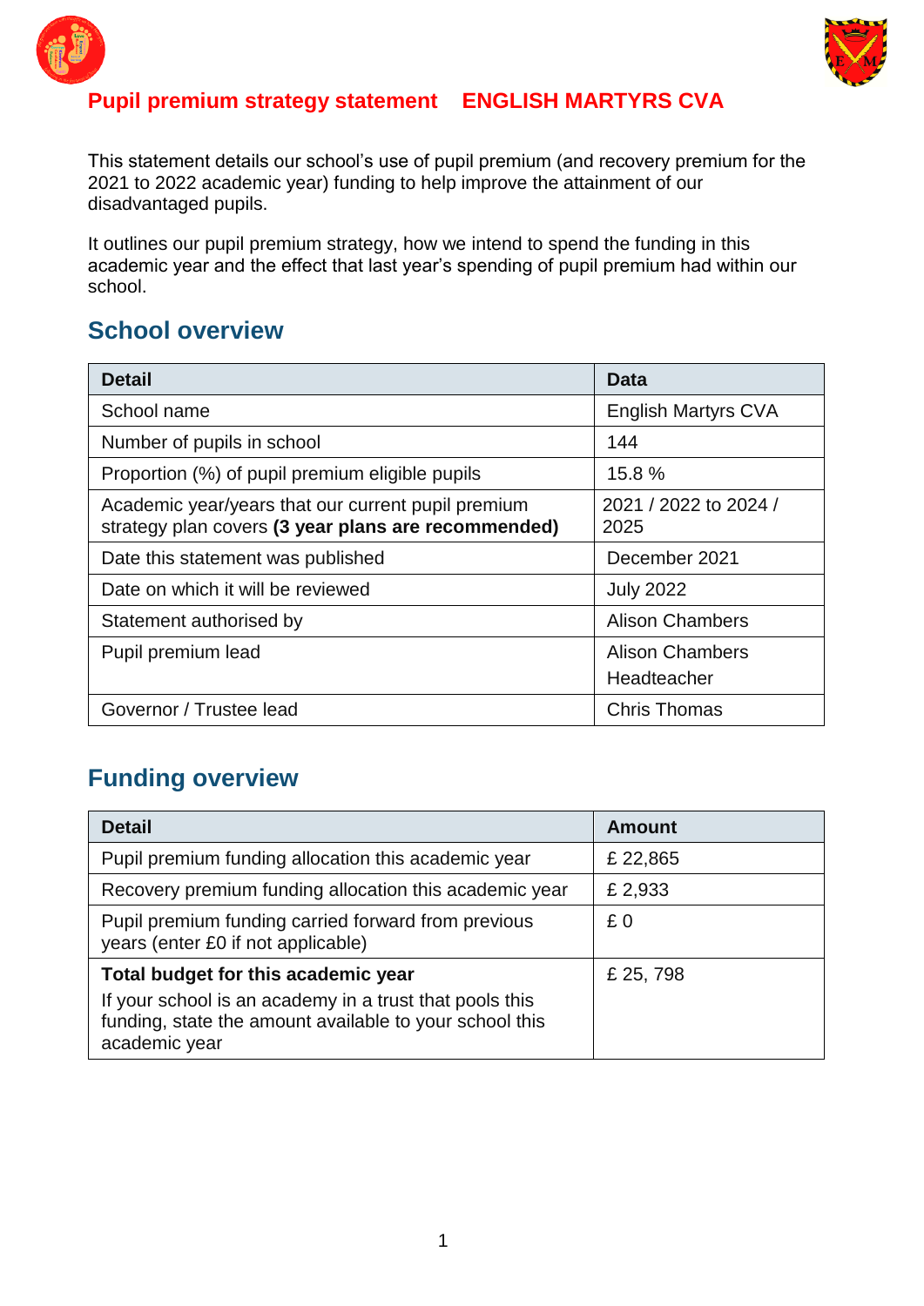# Pupil premium strategy statement ENGLISH MARTYRS CVA

This statement details our school's use of pupil premium (and recovery premium for the 2021 to 2022 academic year) funding to help improve the attainment of our disadvantaged pupils.

It outlines our pupil premium strategy, how we intend to spend the funding in this academic year and the effect that last year's spending of pupil premium had within our school.

## School overview

| Detail | Data |
|---|---|
| School name | English Martyrs CVA |
| Number of pupils in school | 144 |
| Proportion (%) of pupil premium eligible pupils | 15.8 % |
| Academic year/years that our current pupil premium strategy plan covers **(3 year plans are recommended)** | 2021 / 2022 to 2024 / 2025 |
| Date this statement was published | December 2021 |
| Date on which it will be reviewed | July 2022 |
| Statement authorised by | Alison Chambers |
| Pupil premium lead | Alison Chambers<br>Headteacher |
| Governor / Trustee lead | Chris Thomas |

## Funding overview

| Detail | Amount |
|---|---|
| Pupil premium funding allocation this academic year | £ 22,865 |
| Recovery premium funding allocation this academic year | £ 2,933 |
| Pupil premium funding carried forward from previous years (enter £0 if not applicable) | £ 0 |
| **Total budget for this academic year**<br>If your school is an academy in a trust that pools this funding, state the amount available to your school this academic year | £ 25, 798 |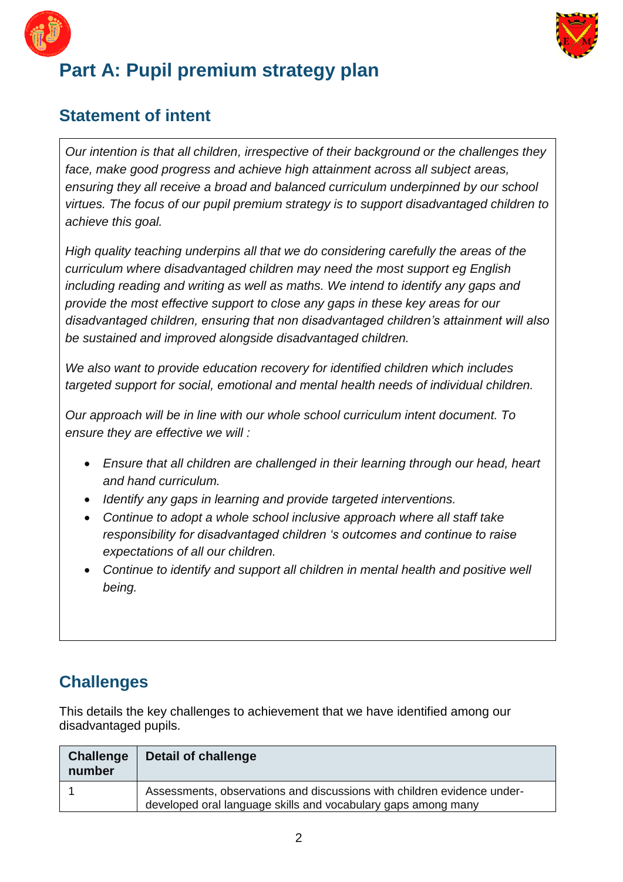# Part A: Pupil premium strategy plan

## Statement of intent

*Our intention is that all children, irrespective of their background or the challenges they face, make good progress and achieve high attainment across all subject areas, ensuring they all receive a broad and balanced curriculum underpinned by our school virtues. The focus of our pupil premium strategy is to support disadvantaged children to achieve this goal.*

*High quality teaching underpins all that we do considering carefully the areas of the curriculum where disadvantaged children may need the most support eg English including reading and writing as well as maths. We intend to identify any gaps and provide the most effective support to close any gaps in these key areas for our disadvantaged children, ensuring that non disadvantaged children's attainment will also be sustained and improved alongside disadvantaged children.*

*We also want to provide education recovery for identified children which includes targeted support for social, emotional and mental health needs of individual children.*

*Our approach will be in line with our whole school curriculum intent document. To ensure they are effective we will :*

- *Ensure that all children are challenged in their learning through our head, heart and hand curriculum.*
- *Identify any gaps in learning and provide targeted interventions.*
- *Continue to adopt a whole school inclusive approach where all staff take responsibility for disadvantaged children 's outcomes and continue to raise expectations of all our children.*
- *Continue to identify and support all children in mental health and positive well being.*

## Challenges

This details the key challenges to achievement that we have identified among our disadvantaged pupils.

| Challenge number | Detail of challenge |
|---|---|
| 1 | Assessments, observations and discussions with children evidence under-developed oral language skills and vocabulary gaps among many |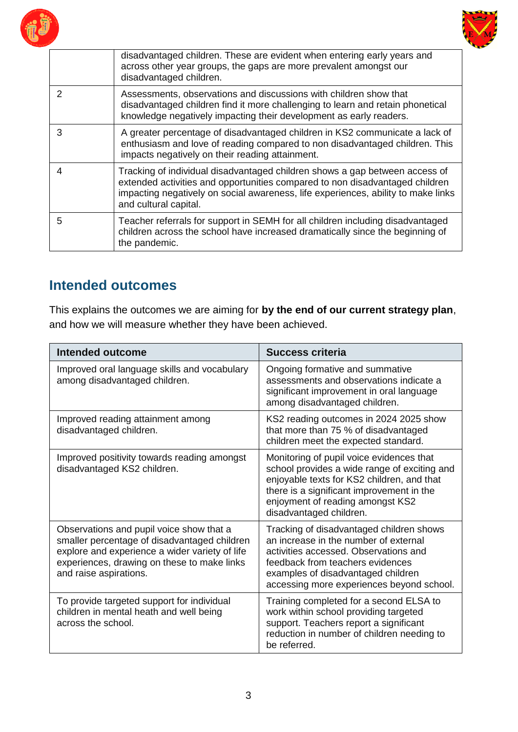| | |
|---|---|
| | disadvantaged children. These are evident when entering early years and across other year groups, the gaps are more prevalent amongst our disadvantaged children. |
| 2 | Assessments, observations and discussions with children show that disadvantaged children find it more challenging to learn and retain phonetical knowledge negatively impacting their development as early readers. |
| 3 | A greater percentage of disadvantaged children in KS2 communicate a lack of enthusiasm and love of reading compared to non disadvantaged children. This impacts negatively on their reading attainment. |
| 4 | Tracking of individual disadvantaged children shows a gap between access of extended activities and opportunities compared to non disadvantaged children impacting negatively on social awareness, life experiences, ability to make links and cultural capital. |
| 5 | Teacher referrals for support in SEMH for all children including disadvantaged children across the school have increased dramatically since the beginning of the pandemic. |

## Intended outcomes

This explains the outcomes we are aiming for **by the end of our current strategy plan**, and how we will measure whether they have been achieved.

| Intended outcome | Success criteria |
|---|---|
| Improved oral language skills and vocabulary among disadvantaged children. | Ongoing formative and summative assessments and observations indicate a significant improvement in oral language among disadvantaged children. |
| Improved reading attainment among disadvantaged children. | KS2 reading outcomes in 2024 2025 show that more than 75 % of disadvantaged children meet the expected standard. |
| Improved positivity towards reading amongst disadvantaged KS2 children. | Monitoring of pupil voice evidences that school provides a wide range of exciting and enjoyable texts for KS2 children, and that there is a significant improvement in the enjoyment of reading amongst KS2 disadvantaged children. |
| Observations and pupil voice show that a smaller percentage of disadvantaged children explore and experience a wider variety of life experiences, drawing on these to make links and raise aspirations. | Tracking of disadvantaged children shows an increase in the number of external activities accessed. Observations and feedback from teachers evidences examples of disadvantaged children accessing more experiences beyond school. |
| To provide targeted support for individual children in mental heath and well being across the school. | Training completed for a second ELSA to work within school providing targeted support. Teachers report a significant reduction in number of children needing to be referred. |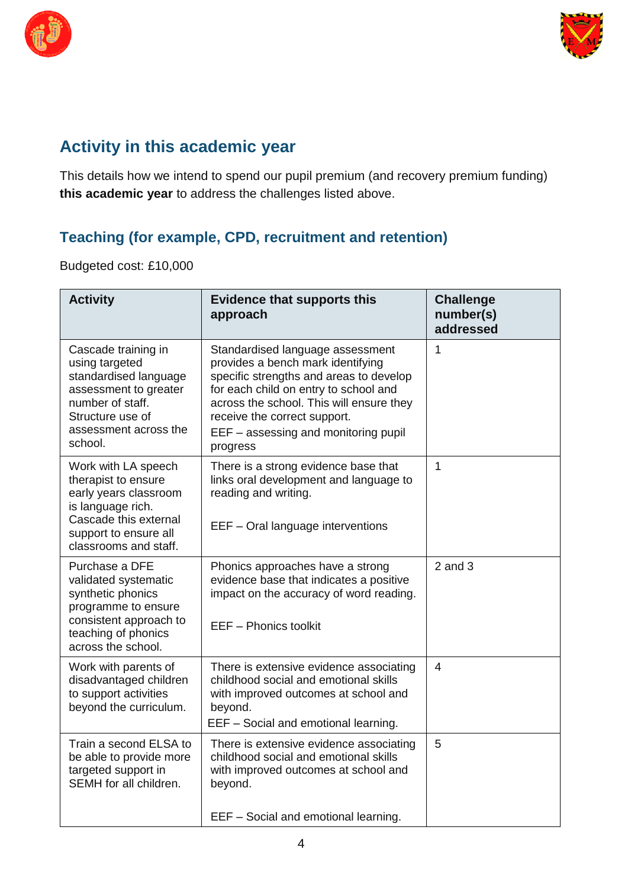## Activity in this academic year

This details how we intend to spend our pupil premium (and recovery premium funding) **this academic year** to address the challenges listed above.

### Teaching (for example, CPD, recruitment and retention)

Budgeted cost: £10,000

| Activity | Evidence that supports this approach | Challenge number(s) addressed |
|---|---|---|
| Cascade training in using targeted standardised language assessment to greater number of staff. Structure use of assessment across the school. | Standardised language assessment provides a bench mark identifying specific strengths and areas to develop for each child on entry to school and across the school. This will ensure they receive the correct support. <br> EEF – assessing and monitoring pupil progress | 1 |
| Work with LA speech therapist to ensure early years classroom is language rich. Cascade this external support to ensure all classrooms and staff. | There is a strong evidence base that links oral development and language to reading and writing. <br><br> EEF – Oral language interventions | 1 |
| Purchase a DFE validated systematic synthetic phonics programme to ensure consistent approach to teaching of phonics across the school. | Phonics approaches have a strong evidence base that indicates a positive impact on the accuracy of word reading. <br><br> EEF – Phonics toolkit | 2 and 3 |
| Work with parents of disadvantaged children to support activities beyond the curriculum. | There is extensive evidence associating childhood social and emotional skills with improved outcomes at school and beyond. <br> EEF – Social and emotional learning. | 4 |
| Train a second ELSA to be able to provide more targeted support in SEMH for all children. | There is extensive evidence associating childhood social and emotional skills with improved outcomes at school and beyond. <br><br> EEF – Social and emotional learning. | 5 |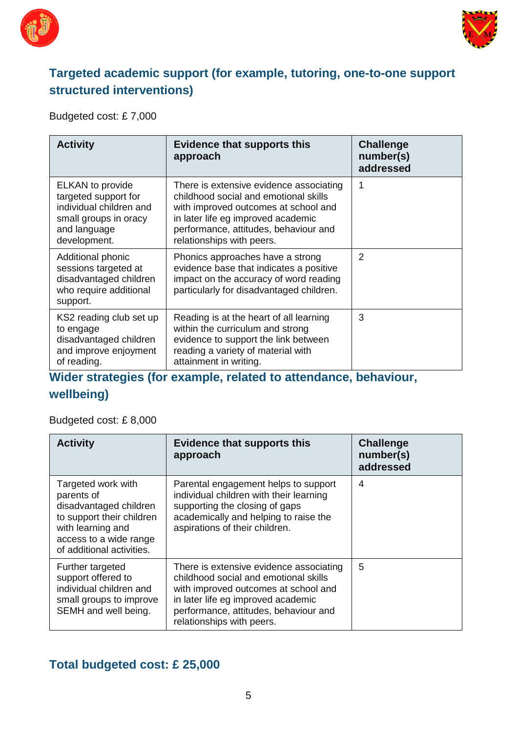## Targeted academic support (for example, tutoring, one-to-one support structured interventions)

Budgeted cost: £ 7,000

| Activity | Evidence that supports this approach | Challenge number(s) addressed |
|---|---|---|
| ELKAN to provide targeted support for individual children and small groups in oracy and language development. | There is extensive evidence associating childhood social and emotional skills with improved outcomes at school and in later life eg improved academic performance, attitudes, behaviour and relationships with peers. | 1 |
| Additional phonic sessions targeted at disadvantaged children who require additional support. | Phonics approaches have a strong evidence base that indicates a positive impact on the accuracy of word reading particularly for disadvantaged children. | 2 |
| KS2 reading club set up to engage disadvantaged children and improve enjoyment of reading. | Reading is at the heart of all learning within the curriculum and strong evidence to support the link between reading a variety of material with attainment in writing. | 3 |

## Wider strategies (for example, related to attendance, behaviour, wellbeing)

Budgeted cost: £ 8,000

| Activity | Evidence that supports this approach | Challenge number(s) addressed |
|---|---|---|
| Targeted work with parents of disadvantaged children to support their children with learning and access to a wide range of additional activities. | Parental engagement helps to support individual children with their learning supporting the closing of gaps academically and helping to raise the aspirations of their children. | 4 |
| Further targeted support offered to individual children and small groups to improve SEMH and well being. | There is extensive evidence associating childhood social and emotional skills with improved outcomes at school and in later life eg improved academic performance, attitudes, behaviour and relationships with peers. | 5 |

## Total budgeted cost: £ 25,000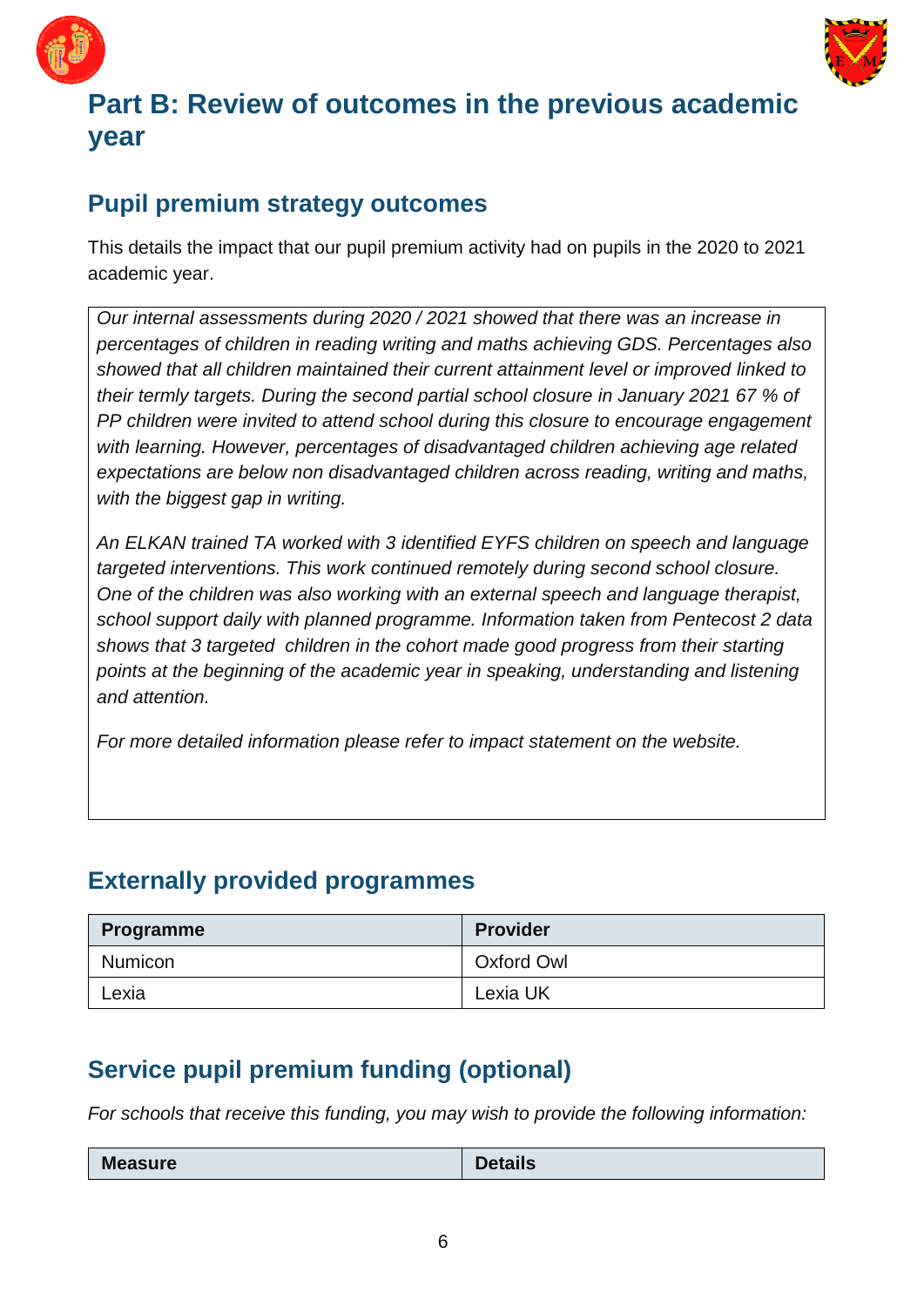# Part B: Review of outcomes in the previous academic year

## Pupil premium strategy outcomes

This details the impact that our pupil premium activity had on pupils in the 2020 to 2021 academic year.

*Our internal assessments during 2020 / 2021 showed that there was an increase in percentages of children in reading writing and maths achieving GDS. Percentages also showed that all children maintained their current attainment level or improved linked to their termly targets. During the second partial school closure in January 2021 67 % of PP children were invited to attend school during this closure to encourage engagement with learning. However, percentages of disadvantaged children achieving age related expectations are below non disadvantaged children across reading, writing and maths, with the biggest gap in writing.*

*An ELKAN trained TA worked with 3 identified EYFS children on speech and language targeted interventions. This work continued remotely during second school closure. One of the children was also working with an external speech and language therapist, school support daily with planned programme. Information taken from Pentecost 2 data shows that 3 targeted children in the cohort made good progress from their starting points at the beginning of the academic year in speaking, understanding and listening and attention.*

*For more detailed information please refer to impact statement on the website.*

## Externally provided programmes

| Programme | Provider |
|---|---|
| Numicon | Oxford Owl |
| Lexia | Lexia UK |

## Service pupil premium funding (optional)

*For schools that receive this funding, you may wish to provide the following information:*

| Measure | Details |
|---|---|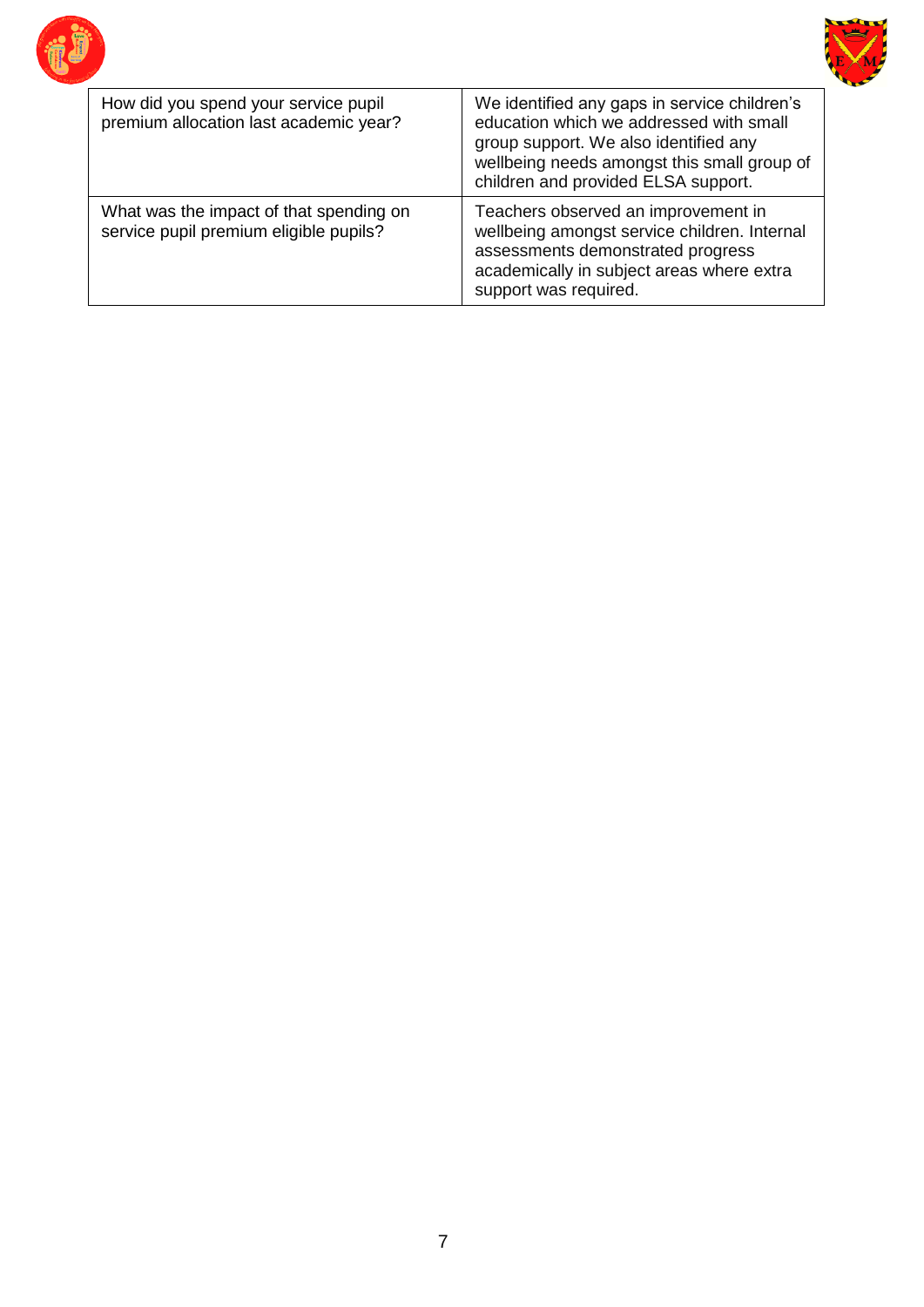| | |
|---|---|
| How did you spend your service pupil premium allocation last academic year? | We identified any gaps in service children's education which we addressed with small group support. We also identified any wellbeing needs amongst this small group of children and provided ELSA support. |
| What was the impact of that spending on service pupil premium eligible pupils? | Teachers observed an improvement in wellbeing amongst service children. Internal assessments demonstrated progress academically in subject areas where extra support was required. |